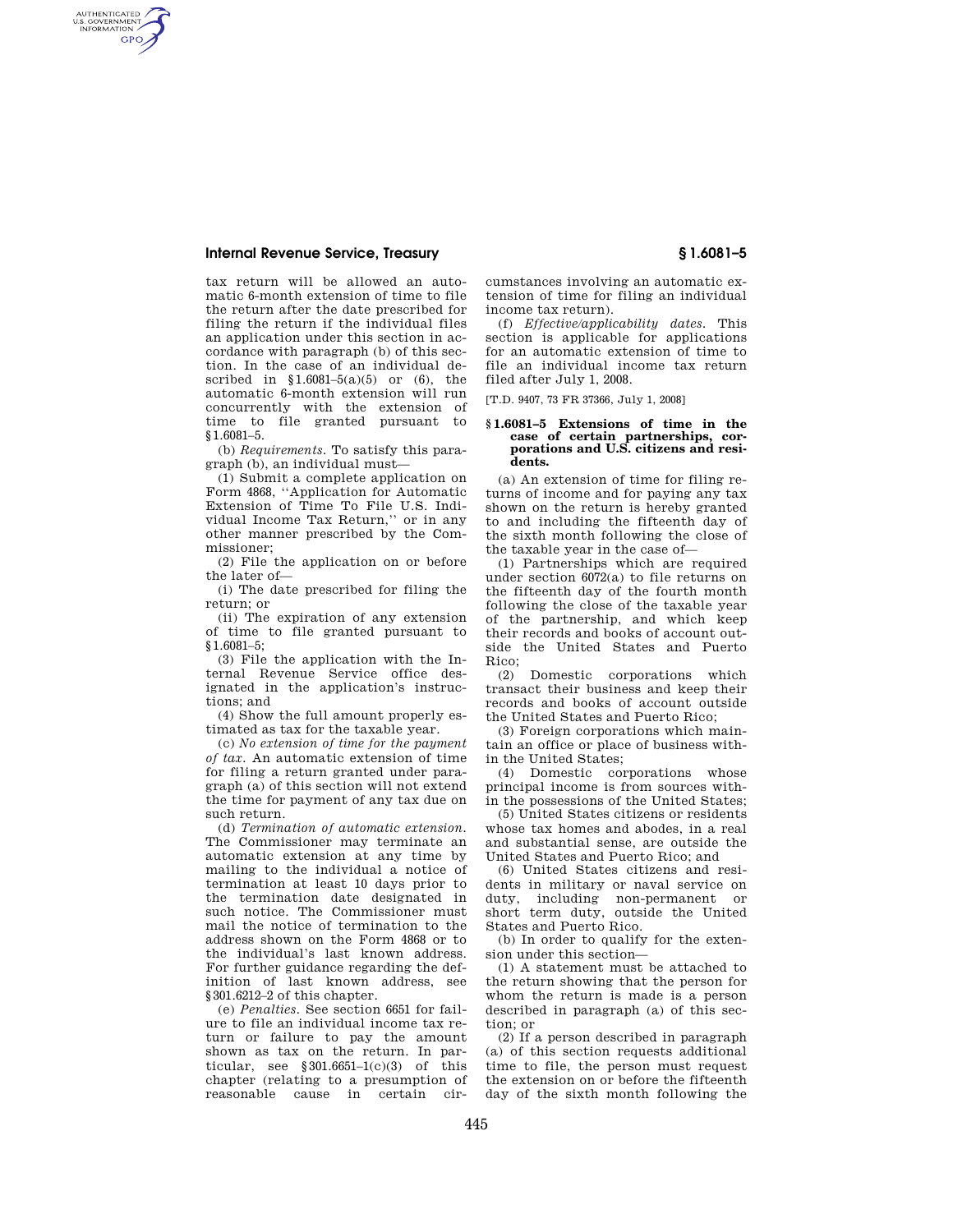tax return will be allowed an automatic 6-month extension of time to file the return after the date prescribed for filing the return if the individual files an application under this section in accordance with paragraph (b) of this section. In the case of an individual described in §1.6081–5(a)(5) or (6), the automatic 6-month extension will run concurrently with the extension of time to file granted pursuant to §1.6081–5.

(b) *Requirements.* To satisfy this paragraph (b), an individual must—

(1) Submit a complete application on Form 4868, ''Application for Automatic Extension of Time To File U.S. Individual Income Tax Return,'' or in any other manner prescribed by the Commissioner;

(2) File the application on or before the later of—

(i) The date prescribed for filing the return; or

(ii) The expiration of any extension of time to file granted pursuant to §1.6081–5;

(3) File the application with the Internal Revenue Service office designated in the application's instructions; and

(4) Show the full amount properly estimated as tax for the taxable year.

(c) *No extension of time for the payment of tax.* An automatic extension of time for filing a return granted under paragraph (a) of this section will not extend the time for payment of any tax due on such return.

(d) *Termination of automatic extension.* The Commissioner may terminate an automatic extension at any time by mailing to the individual a notice of termination at least 10 days prior to the termination date designated in such notice. The Commissioner must mail the notice of termination to the address shown on the Form 4868 or to the individual's last known address. For further guidance regarding the definition of last known address, see §301.6212–2 of this chapter.

(e) *Penalties.* See section 6651 for failure to file an individual income tax return or failure to pay the amount shown as tax on the return. In particular, see §301.6651–1(c)(3) of this chapter (relating to a presumption of reasonable cause in certain circumstances involving an automatic extension of time for filing an individual income tax return).

(f) *Effective/applicability dates.* This section is applicable for applications for an automatic extension of time to file an individual income tax return filed after July 1, 2008.

[T.D. 9407, 73 FR 37366, July 1, 2008]

### § 1.6081–5 Extensions of time in the case of certain partnerships, corporations and U.S. citizens and residents.

(a) An extension of time for filing returns of income and for paying any tax shown on the return is hereby granted to and including the fifteenth day of the sixth month following the close of the taxable year in the case of—

(1) Partnerships which are required under section 6072(a) to file returns on the fifteenth day of the fourth month following the close of the taxable year of the partnership, and which keep their records and books of account outside the United States and Puerto Rico;

(2) Domestic corporations which transact their business and keep their records and books of account outside the United States and Puerto Rico;

(3) Foreign corporations which maintain an office or place of business within the United States;

(4) Domestic corporations whose principal income is from sources within the possessions of the United States;

(5) United States citizens or residents whose tax homes and abodes, in a real and substantial sense, are outside the United States and Puerto Rico; and

(6) United States citizens and residents in military or naval service on duty, including non-permanent or short term duty, outside the United States and Puerto Rico.

(b) In order to qualify for the extension under this section—

(1) A statement must be attached to the return showing that the person for whom the return is made is a person described in paragraph (a) of this section; or

(2) If a person described in paragraph (a) of this section requests additional time to file, the person must request the extension on or before the fifteenth day of the sixth month following the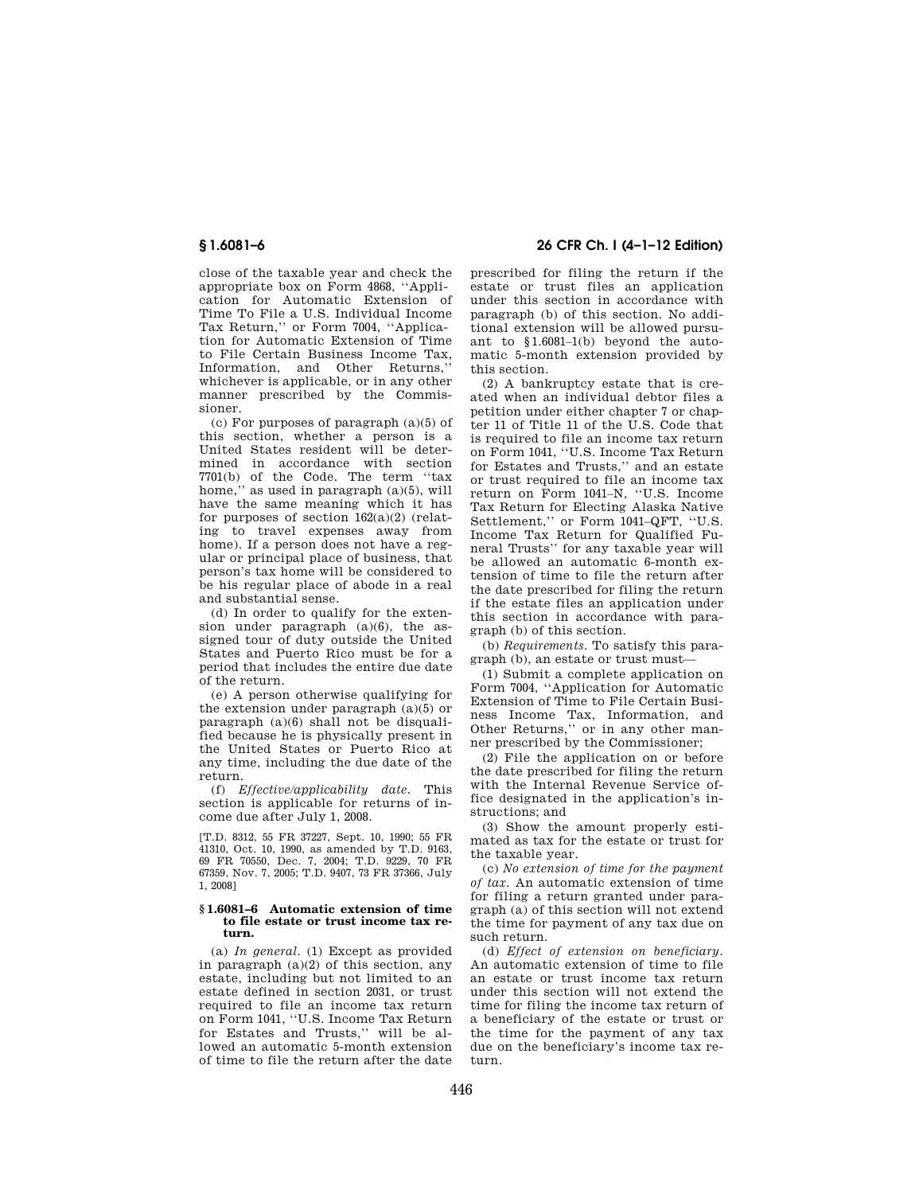close of the taxable year and check the appropriate box on Form 4868, ''Application for Automatic Extension of Time To File a U.S. Individual Income Tax Return,'' or Form 7004, ''Application for Automatic Extension of Time to File Certain Business Income Tax, Information, and Other Returns,'' whichever is applicable, or in any other manner prescribed by the Commissioner.

(c) For purposes of paragraph (a)(5) of this section, whether a person is a United States resident will be determined in accordance with section 7701(b) of the Code. The term ''tax home,'' as used in paragraph (a)(5), will have the same meaning which it has for purposes of section 162(a)(2) (relating to travel expenses away from home). If a person does not have a regular or principal place of business, that person's tax home will be considered to be his regular place of abode in a real and substantial sense.

(d) In order to qualify for the extension under paragraph (a)(6), the assigned tour of duty outside the United States and Puerto Rico must be for a period that includes the entire due date of the return.

(e) A person otherwise qualifying for the extension under paragraph (a)(5) or paragraph (a)(6) shall not be disqualified because he is physically present in the United States or Puerto Rico at any time, including the due date of the return.

(f) *Effective/applicability date.* This section is applicable for returns of income due after July 1, 2008.

[T.D. 8312, 55 FR 37227, Sept. 10, 1990; 55 FR 41310, Oct. 10, 1990, as amended by T.D. 9163, 69 FR 70550, Dec. 7, 2004; T.D. 9229, 70 FR 67359, Nov. 7, 2005; T.D. 9407, 73 FR 37366, July 1, 2008]

### § 1.6081–6 Automatic extension of time to file estate or trust income tax return.

(a) *In general.* (1) Except as provided in paragraph (a)(2) of this section, any estate, including but not limited to an estate defined in section 2031, or trust required to file an income tax return on Form 1041, ''U.S. Income Tax Return for Estates and Trusts,'' will be allowed an automatic 5-month extension of time to file the return after the date prescribed for filing the return if the estate or trust files an application under this section in accordance with paragraph (b) of this section. No additional extension will be allowed pursuant to §1.6081–1(b) beyond the automatic 5-month extension provided by this section.

(2) A bankruptcy estate that is created when an individual debtor files a petition under either chapter 7 or chapter 11 of Title 11 of the U.S. Code that is required to file an income tax return on Form 1041, ''U.S. Income Tax Return for Estates and Trusts,'' and an estate or trust required to file an income tax return on Form 1041–N, ''U.S. Income Tax Return for Electing Alaska Native Settlement,'' or Form 1041–QFT, ''U.S. Income Tax Return for Qualified Funeral Trusts'' for any taxable year will be allowed an automatic 6-month extension of time to file the return after the date prescribed for filing the return if the estate files an application under this section in accordance with paragraph (b) of this section.

(b) *Requirements.* To satisfy this paragraph (b), an estate or trust must—

(1) Submit a complete application on Form 7004, ''Application for Automatic Extension of Time to File Certain Business Income Tax, Information, and Other Returns,'' or in any other manner prescribed by the Commissioner;

(2) File the application on or before the date prescribed for filing the return with the Internal Revenue Service office designated in the application's instructions; and

(3) Show the amount properly estimated as tax for the estate or trust for the taxable year.

(c) *No extension of time for the payment of tax.* An automatic extension of time for filing a return granted under paragraph (a) of this section will not extend the time for payment of any tax due on such return.

(d) *Effect of extension on beneficiary.* An automatic extension of time to file an estate or trust income tax return under this section will not extend the time for filing the income tax return of a beneficiary of the estate or trust or the time for the payment of any tax due on the beneficiary's income tax return.